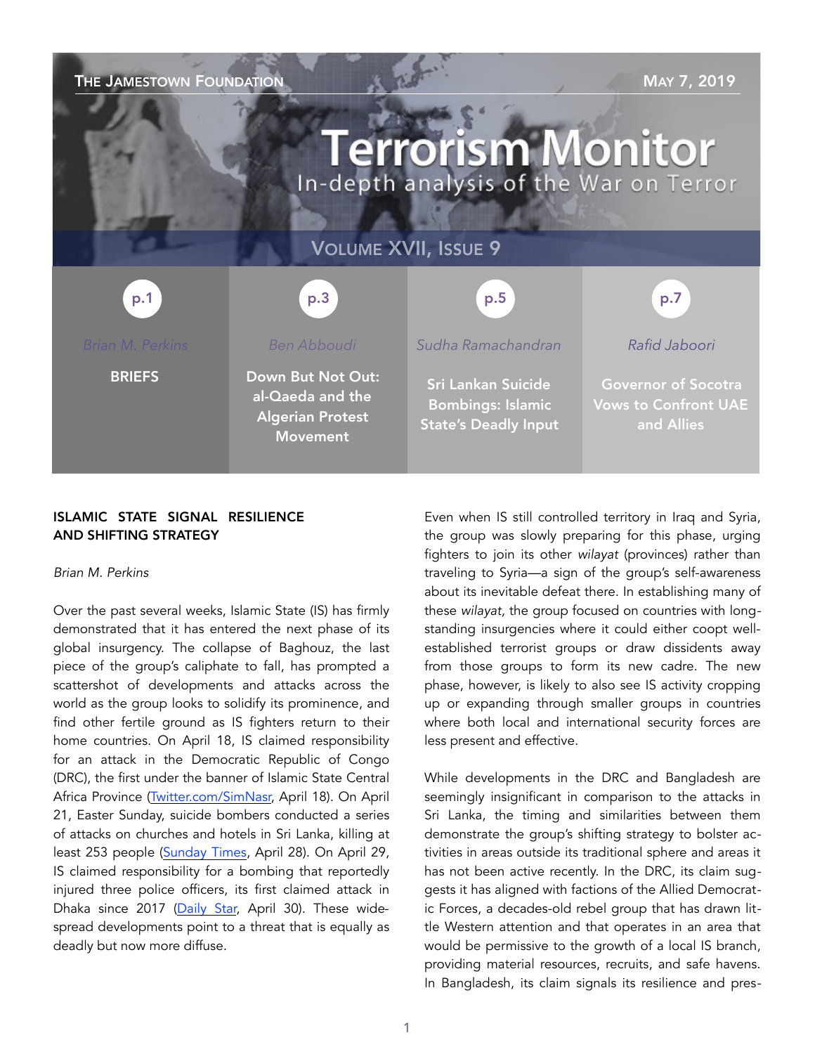THE JAMESTOWN FOUNDATION — MAY 7, 2019

# Terrorism Monitor

In-depth analysis of the War on Terror

VOLUME XVII, ISSUE 9

| p.1 | p.3 | p.5 | p.7 |
|---|---|---|---|
| *Brian M. Perkins* | *Ben Abboudi* | *Sudha Ramachandran* | *Rafid Jaboori* |
| **BRIEFS** | **Down But Not Out: al-Qaeda and the Algerian Protest Movement** | **Sri Lankan Suicide Bombings: Islamic State's Deadly Input** | **Governor of Socotra Vows to Confront UAE and Allies** |

## ISLAMIC STATE SIGNAL RESILIENCE AND SHIFTING STRATEGY

*Brian M. Perkins*

Over the past several weeks, Islamic State (IS) has firmly demonstrated that it has entered the next phase of its global insurgency. The collapse of Baghouz, the last piece of the group's caliphate to fall, has prompted a scattershot of developments and attacks across the world as the group looks to solidify its prominence, and find other fertile ground as IS fighters return to their home countries. On April 18, IS claimed responsibility for an attack in the Democratic Republic of Congo (DRC), the first under the banner of Islamic State Central Africa Province (Twitter.com/SimNasr, April 18). On April 21, Easter Sunday, suicide bombers conducted a series of attacks on churches and hotels in Sri Lanka, killing at least 253 people (Sunday Times, April 28). On April 29, IS claimed responsibility for a bombing that reportedly injured three police officers, its first claimed attack in Dhaka since 2017 (Daily Star, April 30). These widespread developments point to a threat that is equally as deadly but now more diffuse.

Even when IS still controlled territory in Iraq and Syria, the group was slowly preparing for this phase, urging fighters to join its other *wilayat* (provinces) rather than traveling to Syria—a sign of the group's self-awareness about its inevitable defeat there. In establishing many of these *wilayat,* the group focused on countries with long-standing insurgencies where it could either coopt well-established terrorist groups or draw dissidents away from those groups to form its new cadre. The new phase, however, is likely to also see IS activity cropping up or expanding through smaller groups in countries where both local and international security forces are less present and effective.

While developments in the DRC and Bangladesh are seemingly insignificant in comparison to the attacks in Sri Lanka, the timing and similarities between them demonstrate the group's shifting strategy to bolster activities in areas outside its traditional sphere and areas it has not been active recently. In the DRC, its claim suggests it has aligned with factions of the Allied Democratic Forces, a decades-old rebel group that has drawn little Western attention and that operates in an area that would be permissive to the growth of a local IS branch, providing material resources, recruits, and safe havens. In Bangladesh, its claim signals its resilience and pres-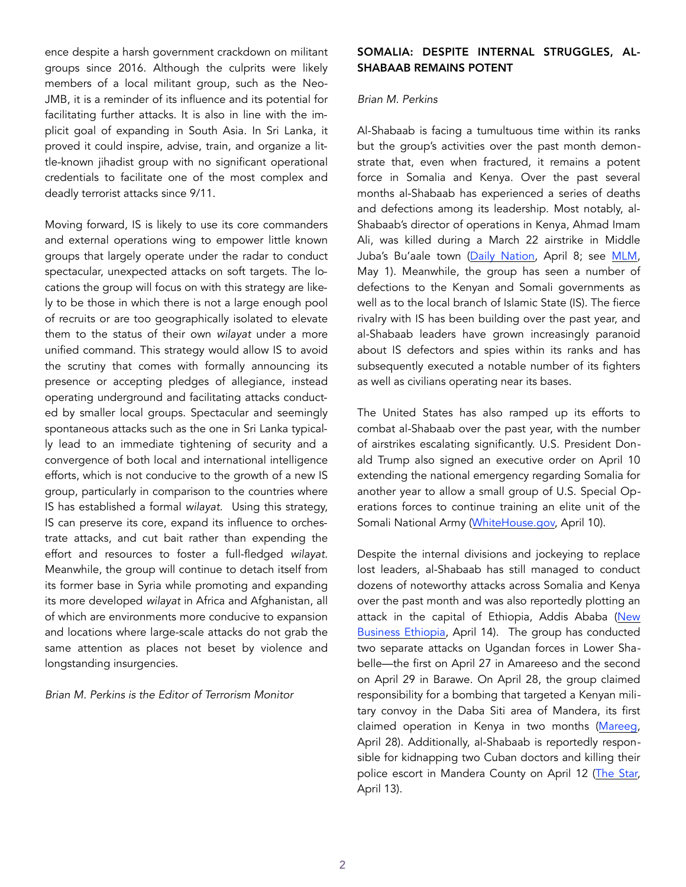ence despite a harsh government crackdown on militant groups since 2016. Although the culprits were likely members of a local militant group, such as the Neo-JMB, it is a reminder of its influence and its potential for facilitating further attacks. It is also in line with the implicit goal of expanding in South Asia. In Sri Lanka, it proved it could inspire, advise, train, and organize a little-known jihadist group with no significant operational credentials to facilitate one of the most complex and deadly terrorist attacks since 9/11.

Moving forward, IS is likely to use its core commanders and external operations wing to empower little known groups that largely operate under the radar to conduct spectacular, unexpected attacks on soft targets. The locations the group will focus on with this strategy are likely to be those in which there is not a large enough pool of recruits or are too geographically isolated to elevate them to the status of their own *wilayat* under a more unified command. This strategy would allow IS to avoid the scrutiny that comes with formally announcing its presence or accepting pledges of allegiance, instead operating underground and facilitating attacks conducted by smaller local groups. Spectacular and seemingly spontaneous attacks such as the one in Sri Lanka typically lead to an immediate tightening of security and a convergence of both local and international intelligence efforts, which is not conducive to the growth of a new IS group, particularly in comparison to the countries where IS has established a formal *wilayat*. Using this strategy, IS can preserve its core, expand its influence to orchestrate attacks, and cut bait rather than expending the effort and resources to foster a full-fledged *wilayat*. Meanwhile, the group will continue to detach itself from its former base in Syria while promoting and expanding its more developed *wilayat* in Africa and Afghanistan, all of which are environments more conducive to expansion and locations where large-scale attacks do not grab the same attention as places not beset by violence and longstanding insurgencies.

*Brian M. Perkins is the Editor of Terrorism Monitor*

## SOMALIA: DESPITE INTERNAL STRUGGLES, AL-SHABAAB REMAINS POTENT

*Brian M. Perkins*

Al-Shabaab is facing a tumultuous time within its ranks but the group's activities over the past month demonstrate that, even when fractured, it remains a potent force in Somalia and Kenya. Over the past several months al-Shabaab has experienced a series of deaths and defections among its leadership. Most notably, al-Shabaab's director of operations in Kenya, Ahmad Imam Ali, was killed during a March 22 airstrike in Middle Juba's Bu'aale town (Daily Nation, April 8; see MLM, May 1). Meanwhile, the group has seen a number of defections to the Kenyan and Somali governments as well as to the local branch of Islamic State (IS). The fierce rivalry with IS has been building over the past year, and al-Shabaab leaders have grown increasingly paranoid about IS defectors and spies within its ranks and has subsequently executed a notable number of its fighters as well as civilians operating near its bases.

The United States has also ramped up its efforts to combat al-Shabaab over the past year, with the number of airstrikes escalating significantly. U.S. President Donald Trump also signed an executive order on April 10 extending the national emergency regarding Somalia for another year to allow a small group of U.S. Special Operations forces to continue training an elite unit of the Somali National Army (WhiteHouse.gov, April 10).

Despite the internal divisions and jockeying to replace lost leaders, al-Shabaab has still managed to conduct dozens of noteworthy attacks across Somalia and Kenya over the past month and was also reportedly plotting an attack in the capital of Ethiopia, Addis Ababa (New Business Ethiopia, April 14). The group has conducted two separate attacks on Ugandan forces in Lower Shabelle—the first on April 27 in Amareeso and the second on April 29 in Barawe. On April 28, the group claimed responsibility for a bombing that targeted a Kenyan military convoy in the Daba Siti area of Mandera, its first claimed operation in Kenya in two months (Mareeg, April 28). Additionally, al-Shabaab is reportedly responsible for kidnapping two Cuban doctors and killing their police escort in Mandera County on April 12 (The Star, April 13).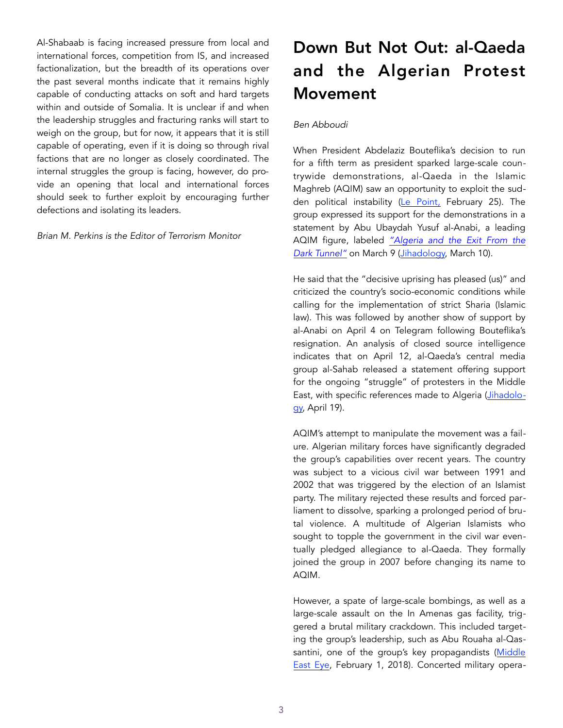Al-Shabaab is facing increased pressure from local and international forces, competition from IS, and increased factionalization, but the breadth of its operations over the past several months indicate that it remains highly capable of conducting attacks on soft and hard targets within and outside of Somalia. It is unclear if and when the leadership struggles and fracturing ranks will start to weigh on the group, but for now, it appears that it is still capable of operating, even if it is doing so through rival factions that are no longer as closely coordinated. The internal struggles the group is facing, however, do provide an opening that local and international forces should seek to further exploit by encouraging further defections and isolating its leaders.

*Brian M. Perkins is the Editor of Terrorism Monitor*

# Down But Not Out: al-Qaeda and the Algerian Protest Movement

*Ben Abboudi*

When President Abdelaziz Bouteflika's decision to run for a fifth term as president sparked large-scale countrywide demonstrations, al-Qaeda in the Islamic Maghreb (AQIM) saw an opportunity to exploit the sudden political instability (Le Point, February 25). The group expressed its support for the demonstrations in a statement by Abu Ubaydah Yusuf al-Anabi, a leading AQIM figure, labeled *"Algeria and the Exit From the Dark Tunnel"* on March 9 (Jihadology, March 10).

He said that the "decisive uprising has pleased (us)" and criticized the country's socio-economic conditions while calling for the implementation of strict Sharia (Islamic law). This was followed by another show of support by al-Anabi on April 4 on Telegram following Bouteflika's resignation. An analysis of closed source intelligence indicates that on April 12, al-Qaeda's central media group al-Sahab released a statement offering support for the ongoing "struggle" of protesters in the Middle East, with specific references made to Algeria (Jihadology, April 19).

AQIM's attempt to manipulate the movement was a failure. Algerian military forces have significantly degraded the group's capabilities over recent years. The country was subject to a vicious civil war between 1991 and 2002 that was triggered by the election of an Islamist party. The military rejected these results and forced parliament to dissolve, sparking a prolonged period of brutal violence. A multitude of Algerian Islamists who sought to topple the government in the civil war eventually pledged allegiance to al-Qaeda. They formally joined the group in 2007 before changing its name to AQIM.

However, a spate of large-scale bombings, as well as a large-scale assault on the In Amenas gas facility, triggered a brutal military crackdown. This included targeting the group's leadership, such as Abu Rouaha al-Qassantini, one of the group's key propagandists (Middle East Eye, February 1, 2018). Concerted military opera-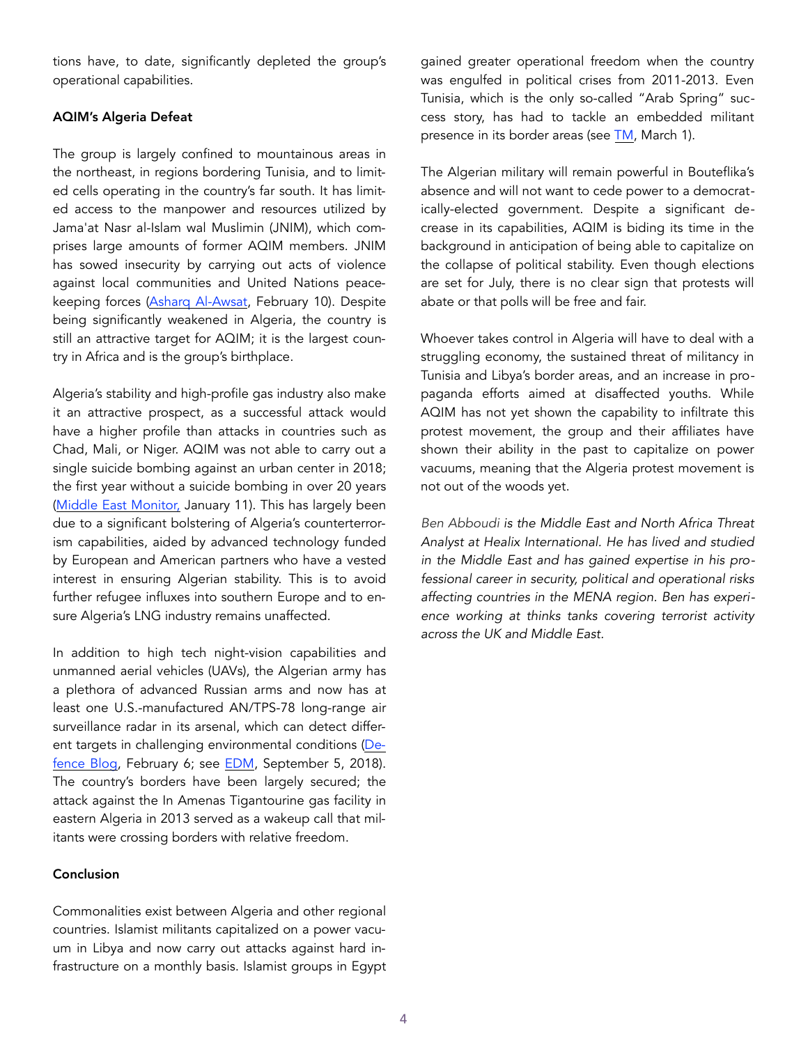tions have, to date, significantly depleted the group's operational capabilities.

**AQIM's Algeria Defeat**

The group is largely confined to mountainous areas in the northeast, in regions bordering Tunisia, and to limited cells operating in the country's far south. It has limited access to the manpower and resources utilized by Jama'at Nasr al-Islam wal Muslimin (JNIM), which comprises large amounts of former AQIM members. JNIM has sowed insecurity by carrying out acts of violence against local communities and United Nations peacekeeping forces (Asharq Al-Awsat, February 10). Despite being significantly weakened in Algeria, the country is still an attractive target for AQIM; it is the largest country in Africa and is the group's birthplace.

Algeria's stability and high-profile gas industry also make it an attractive prospect, as a successful attack would have a higher profile than attacks in countries such as Chad, Mali, or Niger. AQIM was not able to carry out a single suicide bombing against an urban center in 2018; the first year without a suicide bombing in over 20 years (Middle East Monitor, January 11). This has largely been due to a significant bolstering of Algeria's counterterrorism capabilities, aided by advanced technology funded by European and American partners who have a vested interest in ensuring Algerian stability. This is to avoid further refugee influxes into southern Europe and to ensure Algeria's LNG industry remains unaffected.

In addition to high tech night-vision capabilities and unmanned aerial vehicles (UAVs), the Algerian army has a plethora of advanced Russian arms and now has at least one U.S.-manufactured AN/TPS-78 long-range air surveillance radar in its arsenal, which can detect different targets in challenging environmental conditions (Defence Blog, February 6; see EDM, September 5, 2018). The country's borders have been largely secured; the attack against the In Amenas Tigantourine gas facility in eastern Algeria in 2013 served as a wakeup call that militants were crossing borders with relative freedom.

**Conclusion**

Commonalities exist between Algeria and other regional countries. Islamist militants capitalized on a power vacuum in Libya and now carry out attacks against hard infrastructure on a monthly basis. Islamist groups in Egypt gained greater operational freedom when the country was engulfed in political crises from 2011-2013. Even Tunisia, which is the only so-called "Arab Spring" success story, has had to tackle an embedded militant presence in its border areas (see TM, March 1).

The Algerian military will remain powerful in Bouteflika's absence and will not want to cede power to a democratically-elected government. Despite a significant decrease in its capabilities, AQIM is biding its time in the background in anticipation of being able to capitalize on the collapse of political stability. Even though elections are set for July, there is no clear sign that protests will abate or that polls will be free and fair.

Whoever takes control in Algeria will have to deal with a struggling economy, the sustained threat of militancy in Tunisia and Libya's border areas, and an increase in propaganda efforts aimed at disaffected youths. While AQIM has not yet shown the capability to infiltrate this protest movement, the group and their affiliates have shown their ability in the past to capitalize on power vacuums, meaning that the Algeria protest movement is not out of the woods yet.

*Ben Abboudi is the Middle East and North Africa Threat Analyst at Healix International. He has lived and studied in the Middle East and has gained expertise in his professional career in security, political and operational risks affecting countries in the MENA region. Ben has experience working at thinks tanks covering terrorist activity across the UK and Middle East.*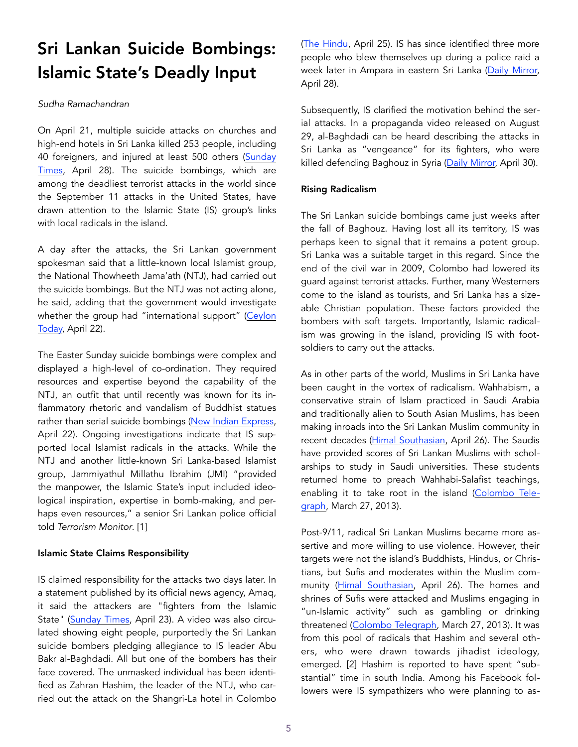# Sri Lankan Suicide Bombings: Islamic State's Deadly Input

*Sudha Ramachandran*

On April 21, multiple suicide attacks on churches and high-end hotels in Sri Lanka killed 253 people, including 40 foreigners, and injured at least 500 others (Sunday Times, April 28). The suicide bombings, which are among the deadliest terrorist attacks in the world since the September 11 attacks in the United States, have drawn attention to the Islamic State (IS) group's links with local radicals in the island.

A day after the attacks, the Sri Lankan government spokesman said that a little-known local Islamist group, the National Thowheeth Jama'ath (NTJ), had carried out the suicide bombings. But the NTJ was not acting alone, he said, adding that the government would investigate whether the group had "international support" (Ceylon Today, April 22).

The Easter Sunday suicide bombings were complex and displayed a high-level of co-ordination. They required resources and expertise beyond the capability of the NTJ, an outfit that until recently was known for its inflammatory rhetoric and vandalism of Buddhist statues rather than serial suicide bombings (New Indian Express, April 22). Ongoing investigations indicate that IS supported local Islamist radicals in the attacks. While the NTJ and another little-known Sri Lanka-based Islamist group, Jammiyathul Millathu Ibrahim (JMI) "provided the manpower, the Islamic State's input included ideological inspiration, expertise in bomb-making, and perhaps even resources," a senior Sri Lankan police official told *Terrorism Monitor*. [1]

**Islamic State Claims Responsibility**

IS claimed responsibility for the attacks two days later. In a statement published by its official news agency, Amaq, it said the attackers are "fighters from the Islamic State" (Sunday Times, April 23). A video was also circulated showing eight people, purportedly the Sri Lankan suicide bombers pledging allegiance to IS leader Abu Bakr al-Baghdadi. All but one of the bombers has their face covered. The unmasked individual has been identified as Zahran Hashim, the leader of the NTJ, who carried out the attack on the Shangri-La hotel in Colombo (The Hindu, April 25). IS has since identified three more people who blew themselves up during a police raid a week later in Ampara in eastern Sri Lanka (Daily Mirror, April 28).

Subsequently, IS clarified the motivation behind the serial attacks. In a propaganda video released on August 29, al-Baghdadi can be heard describing the attacks in Sri Lanka as "vengeance" for its fighters, who were killed defending Baghouz in Syria (Daily Mirror, April 30).

**Rising Radicalism**

The Sri Lankan suicide bombings came just weeks after the fall of Baghouz. Having lost all its territory, IS was perhaps keen to signal that it remains a potent group. Sri Lanka was a suitable target in this regard. Since the end of the civil war in 2009, Colombo had lowered its guard against terrorist attacks. Further, many Westerners come to the island as tourists, and Sri Lanka has a sizeable Christian population. These factors provided the bombers with soft targets. Importantly, Islamic radicalism was growing in the island, providing IS with foot-soldiers to carry out the attacks.

As in other parts of the world, Muslims in Sri Lanka have been caught in the vortex of radicalism. Wahhabism, a conservative strain of Islam practiced in Saudi Arabia and traditionally alien to South Asian Muslims, has been making inroads into the Sri Lankan Muslim community in recent decades (Himal Southasian, April 26). The Saudis have provided scores of Sri Lankan Muslims with scholarships to study in Saudi universities. These students returned home to preach Wahhabi-Salafist teachings, enabling it to take root in the island (Colombo Telegraph, March 27, 2013).

Post-9/11, radical Sri Lankan Muslims became more assertive and more willing to use violence. However, their targets were not the island's Buddhists, Hindus, or Christians, but Sufis and moderates within the Muslim community (Himal Southasian, April 26). The homes and shrines of Sufis were attacked and Muslims engaging in "un-Islamic activity" such as gambling or drinking threatened (Colombo Telegraph, March 27, 2013). It was from this pool of radicals that Hashim and several others, who were drawn towards jihadist ideology, emerged. [2] Hashim is reported to have spent "substantial" time in south India. Among his Facebook followers were IS sympathizers who were planning to as-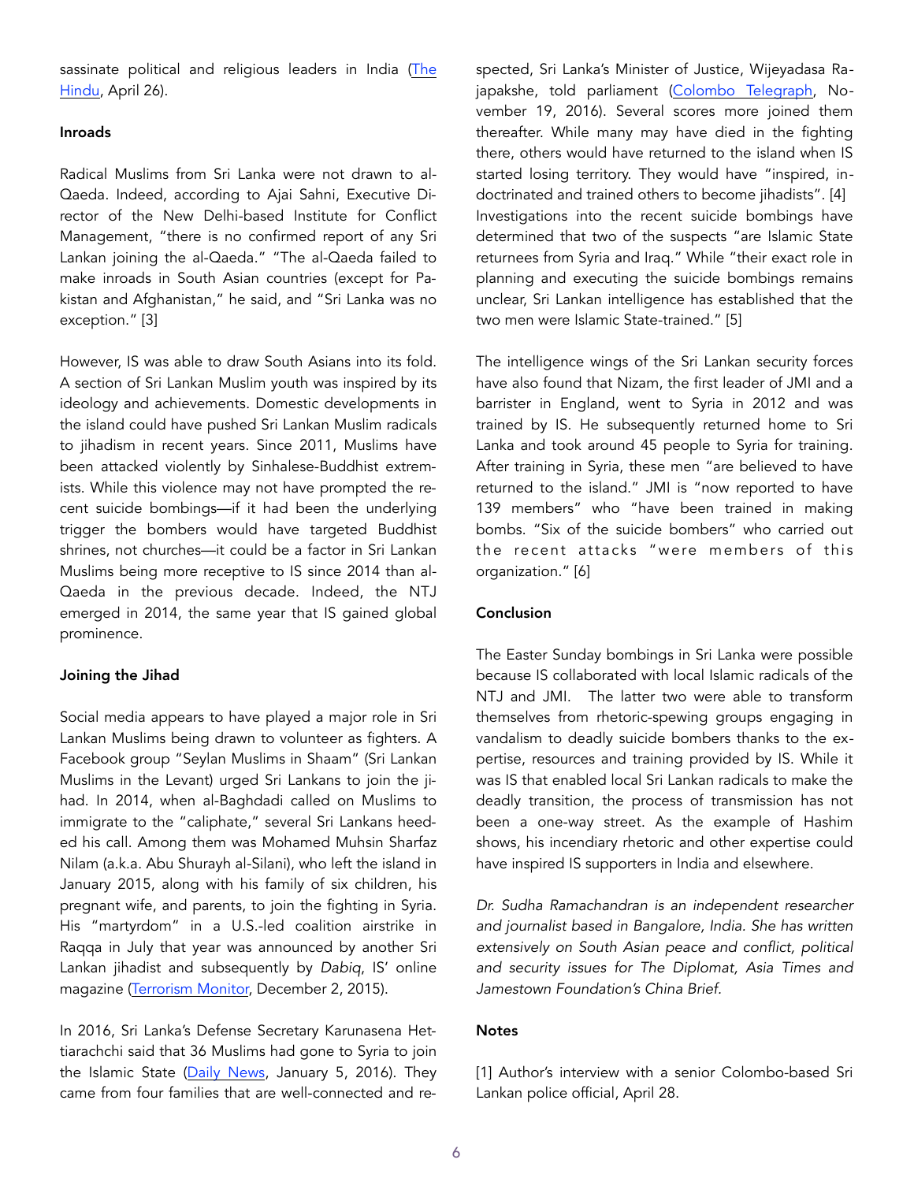sassinate political and religious leaders in India (The Hindu, April 26).

### Inroads

Radical Muslims from Sri Lanka were not drawn to al-Qaeda. Indeed, according to Ajai Sahni, Executive Director of the New Delhi-based Institute for Conflict Management, "there is no confirmed report of any Sri Lankan joining the al-Qaeda." "The al-Qaeda failed to make inroads in South Asian countries (except for Pakistan and Afghanistan," he said, and "Sri Lanka was no exception." [3]

However, IS was able to draw South Asians into its fold. A section of Sri Lankan Muslim youth was inspired by its ideology and achievements. Domestic developments in the island could have pushed Sri Lankan Muslim radicals to jihadism in recent years. Since 2011, Muslims have been attacked violently by Sinhalese-Buddhist extremists. While this violence may not have prompted the recent suicide bombings—if it had been the underlying trigger the bombers would have targeted Buddhist shrines, not churches—it could be a factor in Sri Lankan Muslims being more receptive to IS since 2014 than al-Qaeda in the previous decade. Indeed, the NTJ emerged in 2014, the same year that IS gained global prominence.

### Joining the Jihad

Social media appears to have played a major role in Sri Lankan Muslims being drawn to volunteer as fighters. A Facebook group "Seylan Muslims in Shaam" (Sri Lankan Muslims in the Levant) urged Sri Lankans to join the jihad. In 2014, when al-Baghdadi called on Muslims to immigrate to the "caliphate," several Sri Lankans heeded his call. Among them was Mohamed Muhsin Sharfaz Nilam (a.k.a. Abu Shurayh al-Silani), who left the island in January 2015, along with his family of six children, his pregnant wife, and parents, to join the fighting in Syria. His "martyrdom" in a U.S.-led coalition airstrike in Raqqa in July that year was announced by another Sri Lankan jihadist and subsequently by *Dabiq*, IS' online magazine (Terrorism Monitor, December 2, 2015).

In 2016, Sri Lanka's Defense Secretary Karunasena Hettiarachchi said that 36 Muslims had gone to Syria to join the Islamic State (Daily News, January 5, 2016). They came from four families that are well-connected and respected, Sri Lanka's Minister of Justice, Wijeyadasa Rajapakshe, told parliament (Colombo Telegraph, November 19, 2016). Several scores more joined them thereafter. While many may have died in the fighting there, others would have returned to the island when IS started losing territory. They would have "inspired, indoctrinated and trained others to become jihadists". [4] Investigations into the recent suicide bombings have determined that two of the suspects "are Islamic State returnees from Syria and Iraq." While "their exact role in planning and executing the suicide bombings remains unclear, Sri Lankan intelligence has established that the two men were Islamic State-trained." [5]

The intelligence wings of the Sri Lankan security forces have also found that Nizam, the first leader of JMI and a barrister in England, went to Syria in 2012 and was trained by IS. He subsequently returned home to Sri Lanka and took around 45 people to Syria for training. After training in Syria, these men "are believed to have returned to the island." JMI is "now reported to have 139 members" who "have been trained in making bombs. "Six of the suicide bombers" who carried out the recent attacks "were members of this organization." [6]

### Conclusion

The Easter Sunday bombings in Sri Lanka were possible because IS collaborated with local Islamic radicals of the NTJ and JMI. The latter two were able to transform themselves from rhetoric-spewing groups engaging in vandalism to deadly suicide bombers thanks to the expertise, resources and training provided by IS. While it was IS that enabled local Sri Lankan radicals to make the deadly transition, the process of transmission has not been a one-way street. As the example of Hashim shows, his incendiary rhetoric and other expertise could have inspired IS supporters in India and elsewhere.

*Dr. Sudha Ramachandran is an independent researcher and journalist based in Bangalore, India. She has written extensively on South Asian peace and conflict, political and security issues for The Diplomat, Asia Times and Jamestown Foundation's China Brief.*

### Notes

[1] Author's interview with a senior Colombo-based Sri Lankan police official, April 28.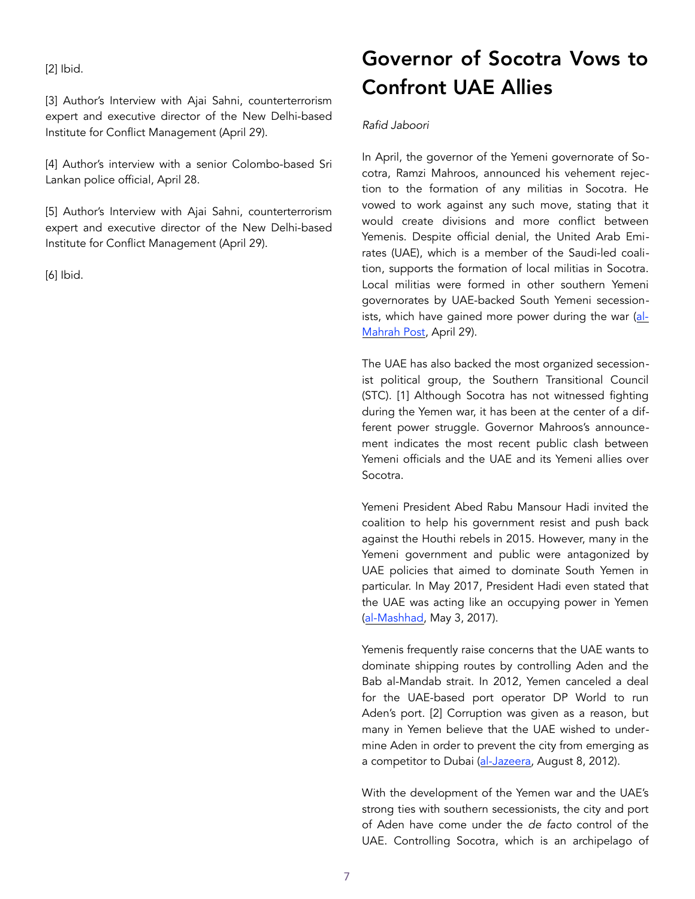[2] Ibid.

[3] Author's Interview with Ajai Sahni, counterterrorism expert and executive director of the New Delhi-based Institute for Conflict Management (April 29).

[4] Author's interview with a senior Colombo-based Sri Lankan police official, April 28.

[5] Author's Interview with Ajai Sahni, counterterrorism expert and executive director of the New Delhi-based Institute for Conflict Management (April 29).

[6] Ibid.

# Governor of Socotra Vows to Confront UAE Allies

*Rafid Jaboori*

In April, the governor of the Yemeni governorate of Socotra, Ramzi Mahroos, announced his vehement rejection to the formation of any militias in Socotra. He vowed to work against any such move, stating that it would create divisions and more conflict between Yemenis. Despite official denial, the United Arab Emirates (UAE), which is a member of the Saudi-led coalition, supports the formation of local militias in Socotra. Local militias were formed in other southern Yemeni governorates by UAE-backed South Yemeni secessionists, which have gained more power during the war (al-Mahrah Post, April 29).

The UAE has also backed the most organized secessionist political group, the Southern Transitional Council (STC). [1] Although Socotra has not witnessed fighting during the Yemen war, it has been at the center of a different power struggle. Governor Mahroos's announcement indicates the most recent public clash between Yemeni officials and the UAE and its Yemeni allies over Socotra.

Yemeni President Abed Rabu Mansour Hadi invited the coalition to help his government resist and push back against the Houthi rebels in 2015. However, many in the Yemeni government and public were antagonized by UAE policies that aimed to dominate South Yemen in particular. In May 2017, President Hadi even stated that the UAE was acting like an occupying power in Yemen (al-Mashhad, May 3, 2017).

Yemenis frequently raise concerns that the UAE wants to dominate shipping routes by controlling Aden and the Bab al-Mandab strait. In 2012, Yemen canceled a deal for the UAE-based port operator DP World to run Aden's port. [2] Corruption was given as a reason, but many in Yemen believe that the UAE wished to undermine Aden in order to prevent the city from emerging as a competitor to Dubai (al-Jazeera, August 8, 2012).

With the development of the Yemen war and the UAE's strong ties with southern secessionists, the city and port of Aden have come under the *de facto* control of the UAE. Controlling Socotra, which is an archipelago of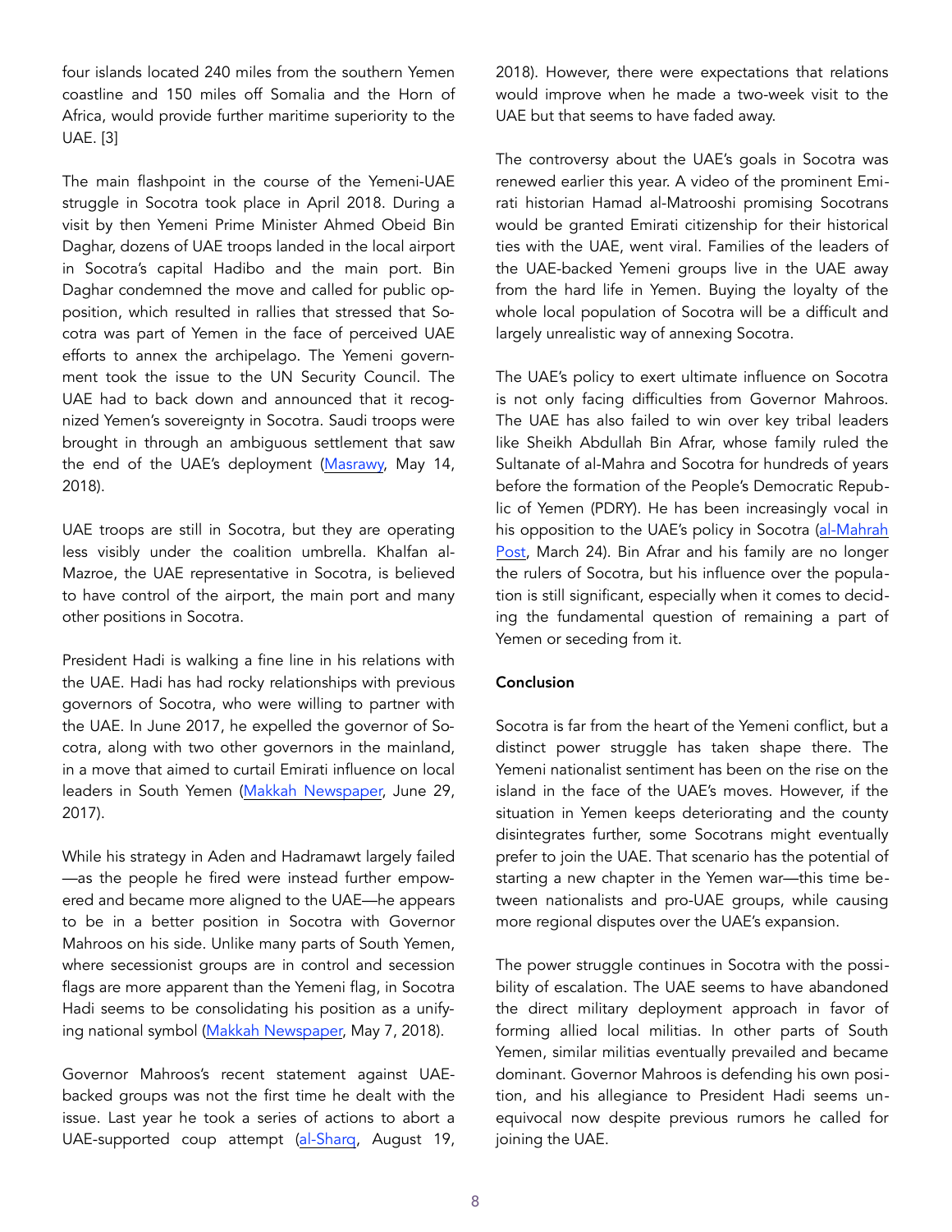four islands located 240 miles from the southern Yemen coastline and 150 miles off Somalia and the Horn of Africa, would provide further maritime superiority to the UAE. [3]

The main flashpoint in the course of the Yemeni-UAE struggle in Socotra took place in April 2018. During a visit by then Yemeni Prime Minister Ahmed Obeid Bin Daghar, dozens of UAE troops landed in the local airport in Socotra's capital Hadibo and the main port. Bin Daghar condemned the move and called for public opposition, which resulted in rallies that stressed that Socotra was part of Yemen in the face of perceived UAE efforts to annex the archipelago. The Yemeni government took the issue to the UN Security Council. The UAE had to back down and announced that it recognized Yemen's sovereignty in Socotra. Saudi troops were brought in through an ambiguous settlement that saw the end of the UAE's deployment (Masrawy, May 14, 2018).

UAE troops are still in Socotra, but they are operating less visibly under the coalition umbrella. Khalfan al-Mazroe, the UAE representative in Socotra, is believed to have control of the airport, the main port and many other positions in Socotra.

President Hadi is walking a fine line in his relations with the UAE. Hadi has had rocky relationships with previous governors of Socotra, who were willing to partner with the UAE. In June 2017, he expelled the governor of Socotra, along with two other governors in the mainland, in a move that aimed to curtail Emirati influence on local leaders in South Yemen (Makkah Newspaper, June 29, 2017).

While his strategy in Aden and Hadramawt largely failed—as the people he fired were instead further empowered and became more aligned to the UAE—he appears to be in a better position in Socotra with Governor Mahroos on his side. Unlike many parts of South Yemen, where secessionist groups are in control and secession flags are more apparent than the Yemeni flag, in Socotra Hadi seems to be consolidating his position as a unifying national symbol (Makkah Newspaper, May 7, 2018).

Governor Mahroos's recent statement against UAE-backed groups was not the first time he dealt with the issue. Last year he took a series of actions to abort a UAE-supported coup attempt (al-Sharq, August 19, 2018). However, there were expectations that relations would improve when he made a two-week visit to the UAE but that seems to have faded away.

The controversy about the UAE's goals in Socotra was renewed earlier this year. A video of the prominent Emirati historian Hamad al-Matrooshi promising Socotrans would be granted Emirati citizenship for their historical ties with the UAE, went viral. Families of the leaders of the UAE-backed Yemeni groups live in the UAE away from the hard life in Yemen. Buying the loyalty of the whole local population of Socotra will be a difficult and largely unrealistic way of annexing Socotra.

The UAE's policy to exert ultimate influence on Socotra is not only facing difficulties from Governor Mahroos. The UAE has also failed to win over key tribal leaders like Sheikh Abdullah Bin Afrar, whose family ruled the Sultanate of al-Mahra and Socotra for hundreds of years before the formation of the People's Democratic Republic of Yemen (PDRY). He has been increasingly vocal in his opposition to the UAE's policy in Socotra (al-Mahrah Post, March 24). Bin Afrar and his family are no longer the rulers of Socotra, but his influence over the population is still significant, especially when it comes to deciding the fundamental question of remaining a part of Yemen or seceding from it.

**Conclusion**

Socotra is far from the heart of the Yemeni conflict, but a distinct power struggle has taken shape there. The Yemeni nationalist sentiment has been on the rise on the island in the face of the UAE's moves. However, if the situation in Yemen keeps deteriorating and the county disintegrates further, some Socotrans might eventually prefer to join the UAE. That scenario has the potential of starting a new chapter in the Yemen war—this time between nationalists and pro-UAE groups, while causing more regional disputes over the UAE's expansion.

The power struggle continues in Socotra with the possibility of escalation. The UAE seems to have abandoned the direct military deployment approach in favor of forming allied local militias. In other parts of South Yemen, similar militias eventually prevailed and became dominant. Governor Mahroos is defending his own position, and his allegiance to President Hadi seems unequivocal now despite previous rumors he called for joining the UAE.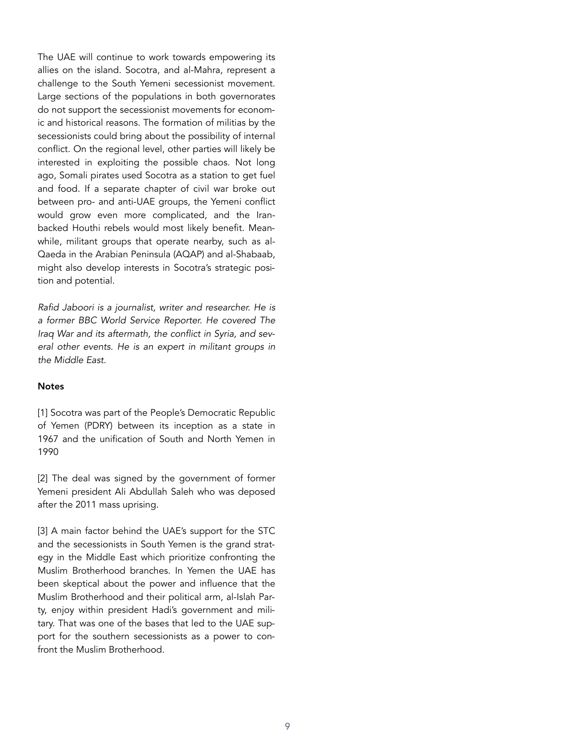The UAE will continue to work towards empowering its allies on the island. Socotra, and al-Mahra, represent a challenge to the South Yemeni secessionist movement. Large sections of the populations in both governorates do not support the secessionist movements for economic and historical reasons. The formation of militias by the secessionists could bring about the possibility of internal conflict. On the regional level, other parties will likely be interested in exploiting the possible chaos. Not long ago, Somali pirates used Socotra as a station to get fuel and food. If a separate chapter of civil war broke out between pro- and anti-UAE groups, the Yemeni conflict would grow even more complicated, and the Iran-backed Houthi rebels would most likely benefit. Meanwhile, militant groups that operate nearby, such as al-Qaeda in the Arabian Peninsula (AQAP) and al-Shabaab, might also develop interests in Socotra's strategic position and potential.

*Rafid Jaboori is a journalist, writer and researcher. He is a former BBC World Service Reporter. He covered The Iraq War and its aftermath, the conflict in Syria, and several other events. He is an expert in militant groups in the Middle East.*

**Notes**

[1] Socotra was part of the People's Democratic Republic of Yemen (PDRY) between its inception as a state in 1967 and the unification of South and North Yemen in 1990

[2] The deal was signed by the government of former Yemeni president Ali Abdullah Saleh who was deposed after the 2011 mass uprising.

[3] A main factor behind the UAE's support for the STC and the secessionists in South Yemen is the grand strategy in the Middle East which prioritize confronting the Muslim Brotherhood branches. In Yemen the UAE has been skeptical about the power and influence that the Muslim Brotherhood and their political arm, al-Islah Party, enjoy within president Hadi's government and military. That was one of the bases that led to the UAE support for the southern secessionists as a power to confront the Muslim Brotherhood.